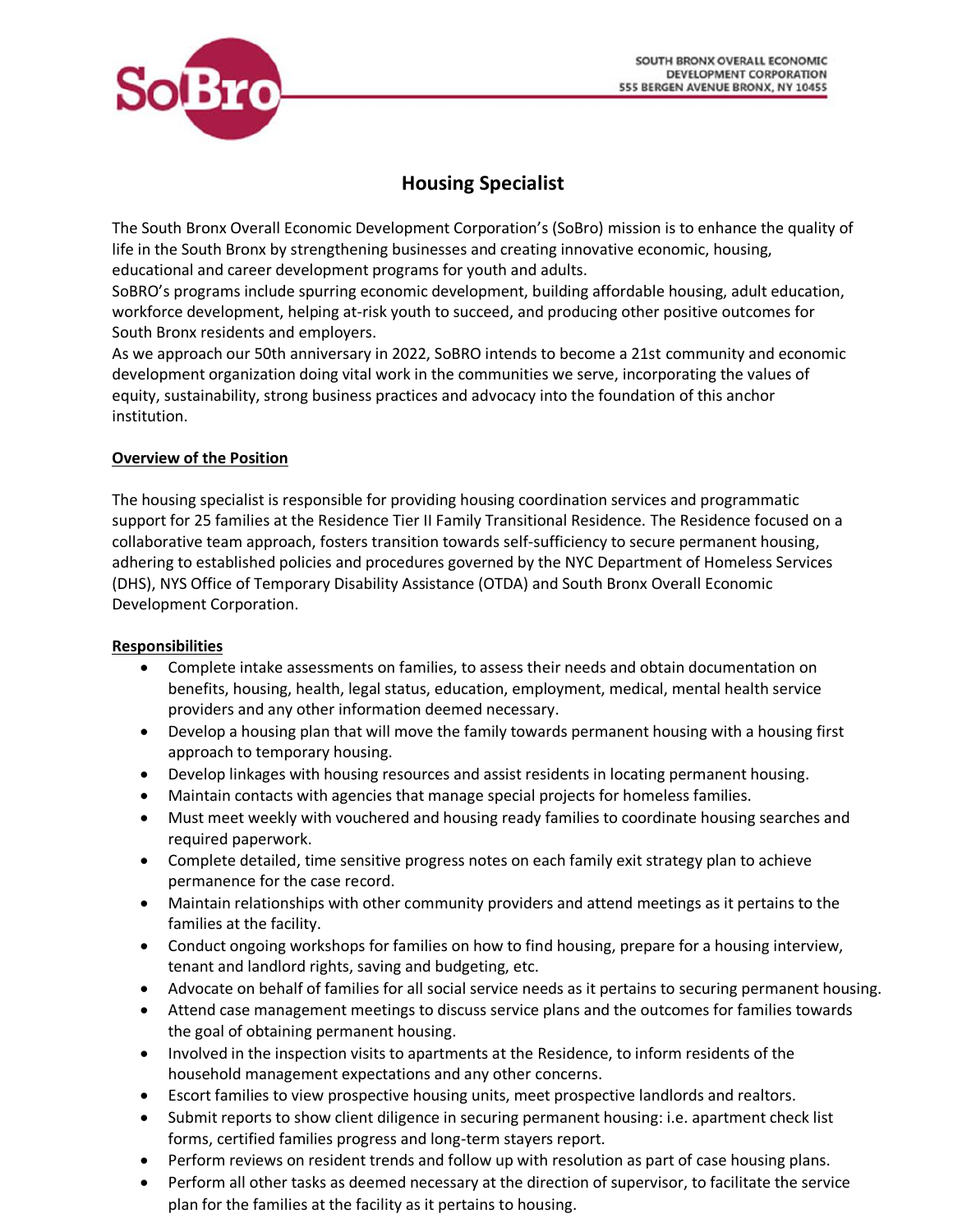SOUTH BRONX OVERALL ECONOMIC DEVELOPMENT CORPORATION
555 BERGEN AVENUE BRONX, NY 10455

# Housing Specialist

The South Bronx Overall Economic Development Corporation's (SoBro) mission is to enhance the quality of life in the South Bronx by strengthening businesses and creating innovative economic, housing, educational and career development programs for youth and adults.
SoBRO's programs include spurring economic development, building affordable housing, adult education, workforce development, helping at-risk youth to succeed, and producing other positive outcomes for South Bronx residents and employers.
As we approach our 50th anniversary in 2022, SoBRO intends to become a 21st community and economic development organization doing vital work in the communities we serve, incorporating the values of equity, sustainability, strong business practices and advocacy into the foundation of this anchor institution.

## Overview of the Position

The housing specialist is responsible for providing housing coordination services and programmatic support for 25 families at the Residence Tier II Family Transitional Residence. The Residence focused on a collaborative team approach, fosters transition towards self-sufficiency to secure permanent housing, adhering to established policies and procedures governed by the NYC Department of Homeless Services (DHS), NYS Office of Temporary Disability Assistance (OTDA) and South Bronx Overall Economic Development Corporation.

## Responsibilities

- Complete intake assessments on families, to assess their needs and obtain documentation on benefits, housing, health, legal status, education, employment, medical, mental health service providers and any other information deemed necessary.
- Develop a housing plan that will move the family towards permanent housing with a housing first approach to temporary housing.
- Develop linkages with housing resources and assist residents in locating permanent housing.
- Maintain contacts with agencies that manage special projects for homeless families.
- Must meet weekly with vouchered and housing ready families to coordinate housing searches and required paperwork.
- Complete detailed, time sensitive progress notes on each family exit strategy plan to achieve permanence for the case record.
- Maintain relationships with other community providers and attend meetings as it pertains to the families at the facility.
- Conduct ongoing workshops for families on how to find housing, prepare for a housing interview, tenant and landlord rights, saving and budgeting, etc.
- Advocate on behalf of families for all social service needs as it pertains to securing permanent housing.
- Attend case management meetings to discuss service plans and the outcomes for families towards the goal of obtaining permanent housing.
- Involved in the inspection visits to apartments at the Residence, to inform residents of the household management expectations and any other concerns.
- Escort families to view prospective housing units, meet prospective landlords and realtors.
- Submit reports to show client diligence in securing permanent housing: i.e. apartment check list forms, certified families progress and long-term stayers report.
- Perform reviews on resident trends and follow up with resolution as part of case housing plans.
- Perform all other tasks as deemed necessary at the direction of supervisor, to facilitate the service plan for the families at the facility as it pertains to housing.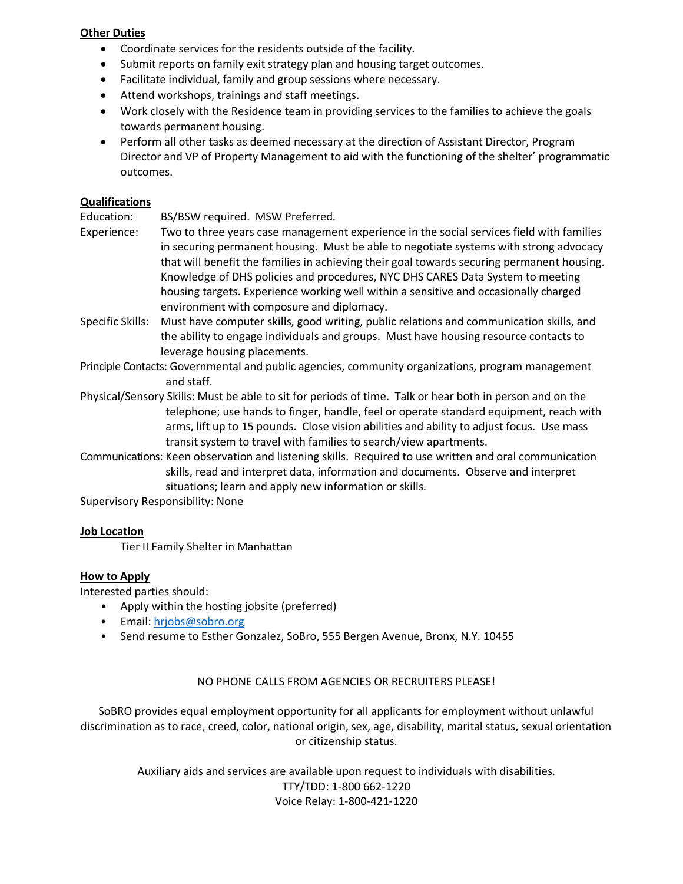**Other Duties**

- Coordinate services for the residents outside of the facility.
- Submit reports on family exit strategy plan and housing target outcomes.
- Facilitate individual, family and group sessions where necessary.
- Attend workshops, trainings and staff meetings.
- Work closely with the Residence team in providing services to the families to achieve the goals towards permanent housing.
- Perform all other tasks as deemed necessary at the direction of Assistant Director, Program Director and VP of Property Management to aid with the functioning of the shelter' programmatic outcomes.

**Qualifications**

Education: BS/BSW required. MSW Preferred.

Experience: Two to three years case management experience in the social services field with families in securing permanent housing. Must be able to negotiate systems with strong advocacy that will benefit the families in achieving their goal towards securing permanent housing. Knowledge of DHS policies and procedures, NYC DHS CARES Data System to meeting housing targets. Experience working well within a sensitive and occasionally charged environment with composure and diplomacy.

Specific Skills: Must have computer skills, good writing, public relations and communication skills, and the ability to engage individuals and groups. Must have housing resource contacts to leverage housing placements.

Principle Contacts: Governmental and public agencies, community organizations, program management and staff.

Physical/Sensory Skills: Must be able to sit for periods of time. Talk or hear both in person and on the telephone; use hands to finger, handle, feel or operate standard equipment, reach with arms, lift up to 15 pounds. Close vision abilities and ability to adjust focus. Use mass transit system to travel with families to search/view apartments.

Communications: Keen observation and listening skills. Required to use written and oral communication skills, read and interpret data, information and documents. Observe and interpret situations; learn and apply new information or skills.

Supervisory Responsibility: None

**Job Location**

Tier II Family Shelter in Manhattan

**How to Apply**

Interested parties should:

- Apply within the hosting jobsite (preferred)
- Email: hrjobs@sobro.org
- Send resume to Esther Gonzalez, SoBro, 555 Bergen Avenue, Bronx, N.Y. 10455

NO PHONE CALLS FROM AGENCIES OR RECRUITERS PLEASE!

SoBRO provides equal employment opportunity for all applicants for employment without unlawful discrimination as to race, creed, color, national origin, sex, age, disability, marital status, sexual orientation or citizenship status.

Auxiliary aids and services are available upon request to individuals with disabilities.
TTY/TDD: 1-800 662-1220
Voice Relay: 1-800-421-1220